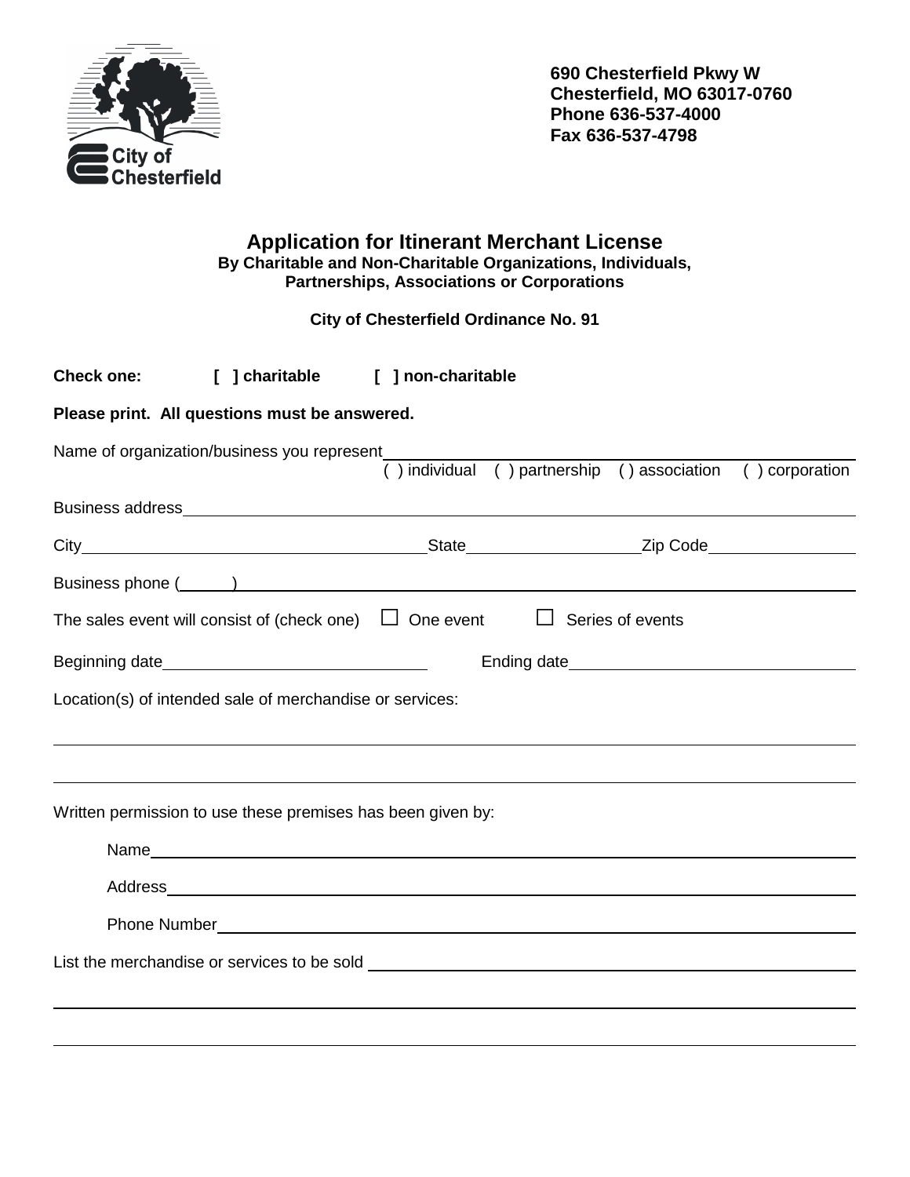City of Chesterfield

690 Chesterfield Pkwy W
Chesterfield, MO 63017-0760
Phone 636-537-4000
Fax 636-537-4798

# Application for Itinerant Merchant License

**By Charitable and Non-Charitable Organizations, Individuals, Partnerships, Associations or Corporations**

**City of Chesterfield Ordinance No. 91**

**Check one:** [ ] charitable [ ] non-charitable

**Please print. All questions must be answered.**

Name of organization/business you represent ______________________________
( ) individual ( ) partnership ( ) association ( ) corporation

Business address ______________________________

City ______________________ State ______________ Zip Code ____________

Business phone ( ) ______________________________

The sales event will consist of (check one) ☐ One event ☐ Series of events

Beginning date ______________________ Ending date ______________________

Location(s) of intended sale of merchandise or services:

______________________________

______________________________

Written permission to use these premises has been given by:

Name ______________________________

Address ______________________________

Phone Number ______________________________

List the merchandise or services to be sold ______________________________

______________________________

______________________________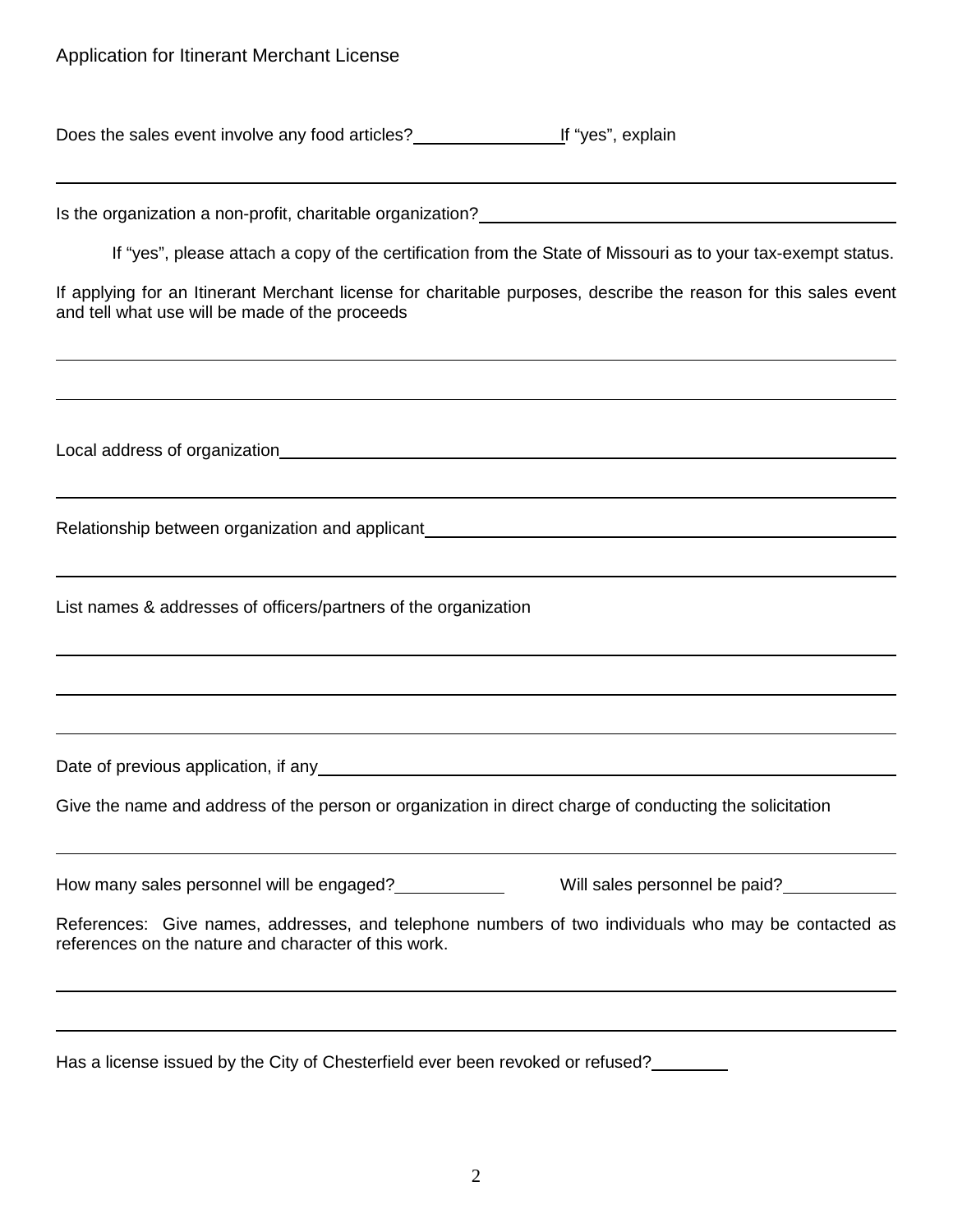Application for Itinerant Merchant License

Does the sales event involve any food articles? \_\_\_\_\_\_\_\_\_\_ If "yes", explain

\_\_\_\_\_\_\_\_\_\_\_\_\_\_\_\_\_\_\_\_\_\_\_\_\_\_\_\_\_\_\_\_\_\_\_\_\_\_\_\_\_\_\_\_\_\_\_\_\_\_\_\_\_\_\_\_\_\_

Is the organization a non-profit, charitable organization? \_\_\_\_\_\_\_\_\_\_\_\_\_\_\_\_\_\_\_\_\_\_\_\_

If "yes", please attach a copy of the certification from the State of Missouri as to your tax-exempt status.

If applying for an Itinerant Merchant license for charitable purposes, describe the reason for this sales event and tell what use will be made of the proceeds

\_\_\_\_\_\_\_\_\_\_\_\_\_\_\_\_\_\_\_\_\_\_\_\_\_\_\_\_\_\_\_\_\_\_\_\_\_\_\_\_\_\_\_\_\_\_\_\_\_\_\_\_\_\_\_\_\_\_

\_\_\_\_\_\_\_\_\_\_\_\_\_\_\_\_\_\_\_\_\_\_\_\_\_\_\_\_\_\_\_\_\_\_\_\_\_\_\_\_\_\_\_\_\_\_\_\_\_\_\_\_\_\_\_\_\_\_

Local address of organization \_\_\_\_\_\_\_\_\_\_\_\_\_\_\_\_\_\_\_\_\_\_\_\_\_\_\_\_\_\_\_\_\_\_\_\_\_\_\_\_

\_\_\_\_\_\_\_\_\_\_\_\_\_\_\_\_\_\_\_\_\_\_\_\_\_\_\_\_\_\_\_\_\_\_\_\_\_\_\_\_\_\_\_\_\_\_\_\_\_\_\_\_\_\_\_\_\_\_

Relationship between organization and applicant \_\_\_\_\_\_\_\_\_\_\_\_\_\_\_\_\_\_\_\_\_\_\_\_\_\_\_\_\_\_

\_\_\_\_\_\_\_\_\_\_\_\_\_\_\_\_\_\_\_\_\_\_\_\_\_\_\_\_\_\_\_\_\_\_\_\_\_\_\_\_\_\_\_\_\_\_\_\_\_\_\_\_\_\_\_\_\_\_

List names & addresses of officers/partners of the organization

\_\_\_\_\_\_\_\_\_\_\_\_\_\_\_\_\_\_\_\_\_\_\_\_\_\_\_\_\_\_\_\_\_\_\_\_\_\_\_\_\_\_\_\_\_\_\_\_\_\_\_\_\_\_\_\_\_\_

\_\_\_\_\_\_\_\_\_\_\_\_\_\_\_\_\_\_\_\_\_\_\_\_\_\_\_\_\_\_\_\_\_\_\_\_\_\_\_\_\_\_\_\_\_\_\_\_\_\_\_\_\_\_\_\_\_\_

\_\_\_\_\_\_\_\_\_\_\_\_\_\_\_\_\_\_\_\_\_\_\_\_\_\_\_\_\_\_\_\_\_\_\_\_\_\_\_\_\_\_\_\_\_\_\_\_\_\_\_\_\_\_\_\_\_\_

Date of previous application, if any \_\_\_\_\_\_\_\_\_\_\_\_\_\_\_\_\_\_\_\_\_\_\_\_\_\_\_\_\_\_\_\_\_\_\_\_\_\_

Give the name and address of the person or organization in direct charge of conducting the solicitation

\_\_\_\_\_\_\_\_\_\_\_\_\_\_\_\_\_\_\_\_\_\_\_\_\_\_\_\_\_\_\_\_\_\_\_\_\_\_\_\_\_\_\_\_\_\_\_\_\_\_\_\_\_\_\_\_\_\_

How many sales personnel will be engaged? \_\_\_\_\_\_\_\_ Will sales personnel be paid? \_\_\_\_\_\_\_\_

References: Give names, addresses, and telephone numbers of two individuals who may be contacted as references on the nature and character of this work.

\_\_\_\_\_\_\_\_\_\_\_\_\_\_\_\_\_\_\_\_\_\_\_\_\_\_\_\_\_\_\_\_\_\_\_\_\_\_\_\_\_\_\_\_\_\_\_\_\_\_\_\_\_\_\_\_\_\_

\_\_\_\_\_\_\_\_\_\_\_\_\_\_\_\_\_\_\_\_\_\_\_\_\_\_\_\_\_\_\_\_\_\_\_\_\_\_\_\_\_\_\_\_\_\_\_\_\_\_\_\_\_\_\_\_\_\_

Has a license issued by the City of Chesterfield ever been revoked or refused? \_\_\_\_\_\_\_\_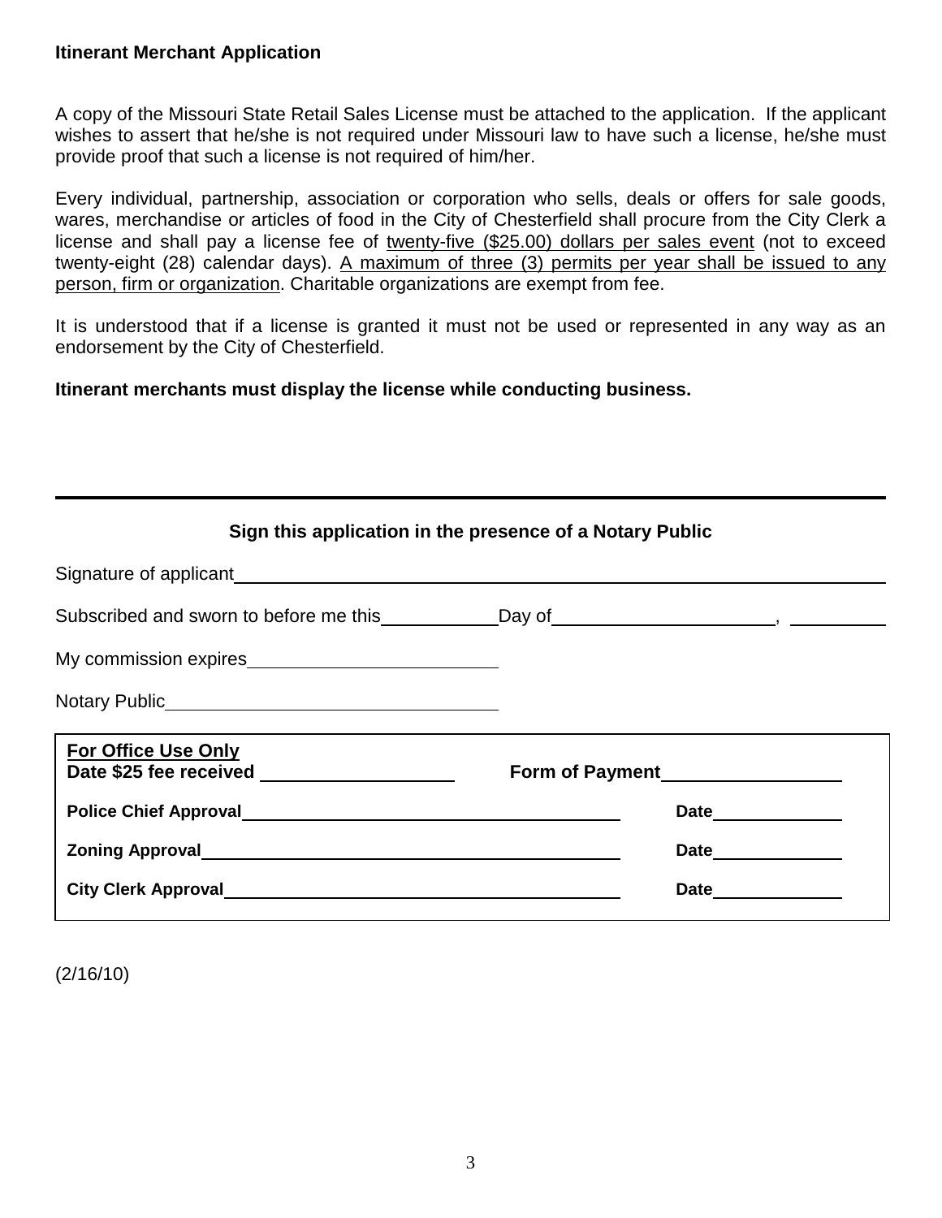**Itinerant Merchant Application**

A copy of the Missouri State Retail Sales License must be attached to the application. If the applicant wishes to assert that he/she is not required under Missouri law to have such a license, he/she must provide proof that such a license is not required of him/her.

Every individual, partnership, association or corporation who sells, deals or offers for sale goods, wares, merchandise or articles of food in the City of Chesterfield shall procure from the City Clerk a license and shall pay a license fee of twenty-five ($25.00) dollars per sales event (not to exceed twenty-eight (28) calendar days). A maximum of three (3) permits per year shall be issued to any person, firm or organization. Charitable organizations are exempt from fee.

It is understood that if a license is granted it must not be used or represented in any way as an endorsement by the City of Chesterfield.

**Itinerant merchants must display the license while conducting business.**

---

**Sign this application in the presence of a Notary Public**

Signature of applicant\_\_\_\_\_\_\_\_\_\_\_\_\_\_\_\_\_\_\_\_\_\_\_\_\_\_\_\_\_\_\_\_\_\_\_\_\_\_\_\_

Subscribed and sworn to before me this\_\_\_\_\_\_\_\_\_\_Day of\_\_\_\_\_\_\_\_\_\_\_\_\_\_\_\_\_\_\_\_, \_\_\_\_\_\_\_\_

My commission expires\_\_\_\_\_\_\_\_\_\_\_\_\_\_\_\_\_\_\_\_\_\_\_\_

Notary Public\_\_\_\_\_\_\_\_\_\_\_\_\_\_\_\_\_\_\_\_\_\_\_\_\_\_\_\_\_\_\_\_

**For Office Use Only**

**Date $25 fee received** \_\_\_\_\_\_\_\_\_\_\_\_\_\_\_\_\_\_ **Form of Payment**\_\_\_\_\_\_\_\_\_\_\_\_\_\_\_\_\_\_

**Police Chief Approval**\_\_\_\_\_\_\_\_\_\_\_\_\_\_\_\_\_\_\_\_\_\_\_\_\_\_\_\_\_\_\_\_\_\_\_\_\_\_ **Date**\_\_\_\_\_\_\_\_\_\_\_\_\_

**Zoning Approval**\_\_\_\_\_\_\_\_\_\_\_\_\_\_\_\_\_\_\_\_\_\_\_\_\_\_\_\_\_\_\_\_\_\_\_\_\_\_\_\_\_\_ **Date**\_\_\_\_\_\_\_\_\_\_\_\_\_

**City Clerk Approval**\_\_\_\_\_\_\_\_\_\_\_\_\_\_\_\_\_\_\_\_\_\_\_\_\_\_\_\_\_\_\_\_\_\_\_\_\_\_\_ **Date**\_\_\_\_\_\_\_\_\_\_\_\_\_

(2/16/10)